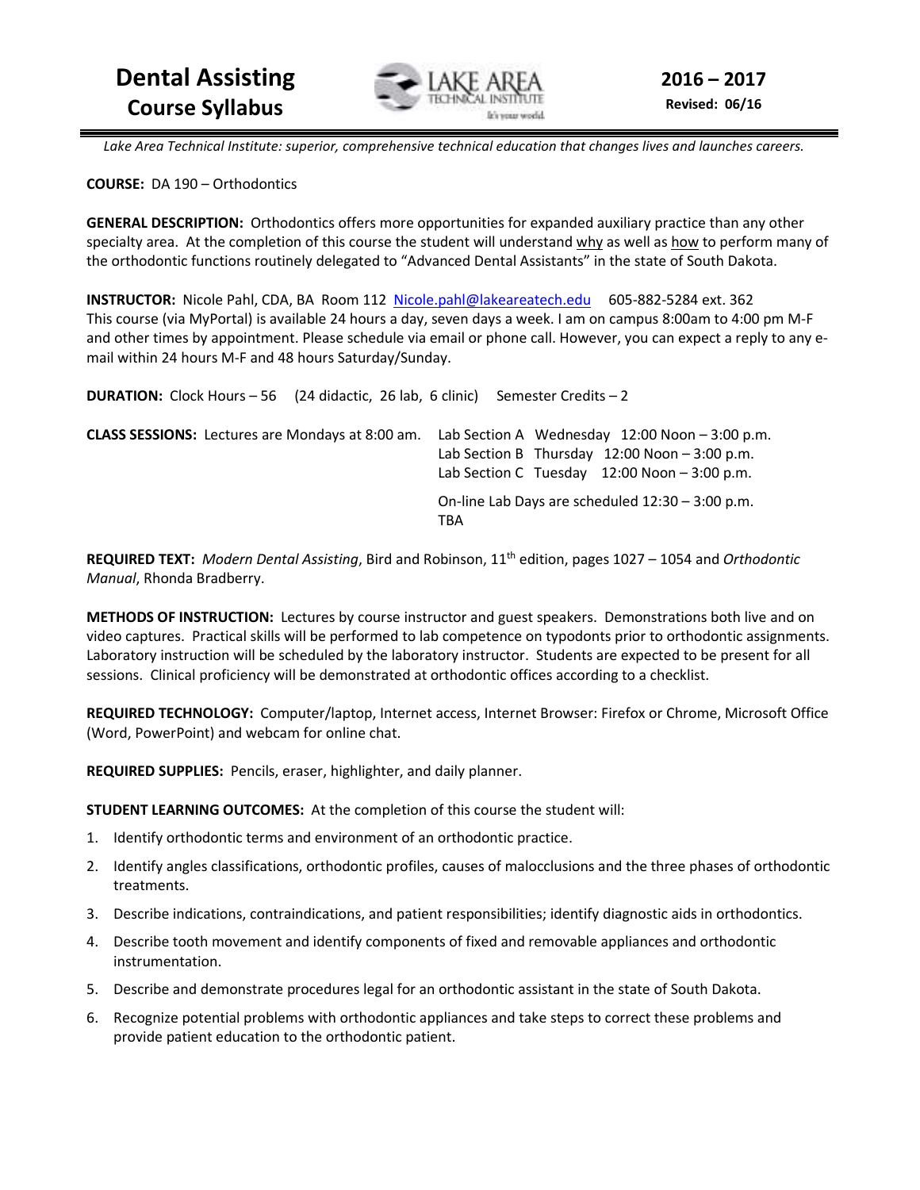# Dental Assisting
## Course Syllabus

**2016 – 2017**
**Revised: 06/16**

*Lake Area Technical Institute: superior, comprehensive technical education that changes lives and launches careers.*

**COURSE:** DA 190 – Orthodontics

**GENERAL DESCRIPTION:** Orthodontics offers more opportunities for expanded auxiliary practice than any other specialty area. At the completion of this course the student will understand why as well as how to perform many of the orthodontic functions routinely delegated to "Advanced Dental Assistants" in the state of South Dakota.

**INSTRUCTOR:** Nicole Pahl, CDA, BA Room 112 Nicole.pahl@lakeareatech.edu 605-882-5284 ext. 362
This course (via MyPortal) is available 24 hours a day, seven days a week. I am on campus 8:00am to 4:00 pm M-F and other times by appointment. Please schedule via email or phone call. However, you can expect a reply to any e-mail within 24 hours M-F and 48 hours Saturday/Sunday.

**DURATION:** Clock Hours – 56 (24 didactic, 26 lab, 6 clinic) Semester Credits – 2

**CLASS SESSIONS:** Lectures are Mondays at 8:00 am.

- Lab Section A Wednesday 12:00 Noon – 3:00 p.m.
- Lab Section B Thursday 12:00 Noon – 3:00 p.m.
- Lab Section C Tuesday 12:00 Noon – 3:00 p.m.

On-line Lab Days are scheduled 12:30 – 3:00 p.m. TBA

**REQUIRED TEXT:** *Modern Dental Assisting*, Bird and Robinson, 11th edition, pages 1027 – 1054 and *Orthodontic Manual*, Rhonda Bradberry.

**METHODS OF INSTRUCTION:** Lectures by course instructor and guest speakers. Demonstrations both live and on video captures. Practical skills will be performed to lab competence on typodonts prior to orthodontic assignments. Laboratory instruction will be scheduled by the laboratory instructor. Students are expected to be present for all sessions. Clinical proficiency will be demonstrated at orthodontic offices according to a checklist.

**REQUIRED TECHNOLOGY:** Computer/laptop, Internet access, Internet Browser: Firefox or Chrome, Microsoft Office (Word, PowerPoint) and webcam for online chat.

**REQUIRED SUPPLIES:** Pencils, eraser, highlighter, and daily planner.

**STUDENT LEARNING OUTCOMES:** At the completion of this course the student will:

1. Identify orthodontic terms and environment of an orthodontic practice.
2. Identify angles classifications, orthodontic profiles, causes of malocclusions and the three phases of orthodontic treatments.
3. Describe indications, contraindications, and patient responsibilities; identify diagnostic aids in orthodontics.
4. Describe tooth movement and identify components of fixed and removable appliances and orthodontic instrumentation.
5. Describe and demonstrate procedures legal for an orthodontic assistant in the state of South Dakota.
6. Recognize potential problems with orthodontic appliances and take steps to correct these problems and provide patient education to the orthodontic patient.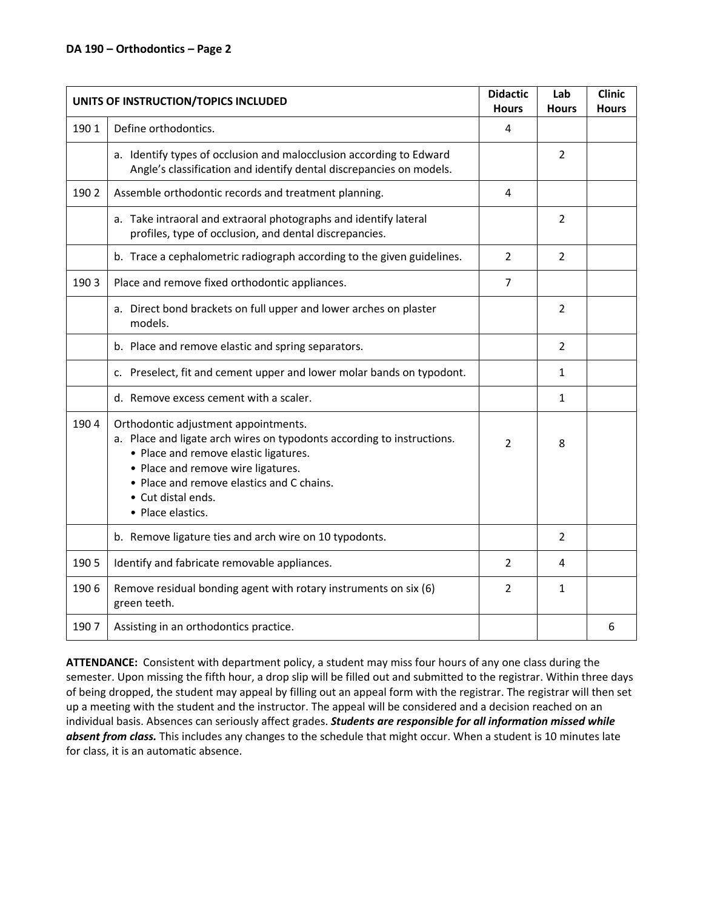**DA 190 – Orthodontics – Page 2**

| UNITS OF INSTRUCTION/TOPICS INCLUDED | | Didactic Hours | Lab Hours | Clinic Hours |
|---|---|---|---|---|
| 190 1 | Define orthodontics. | 4 | | |
| | a. Identify types of occlusion and malocclusion according to Edward Angle's classification and identify dental discrepancies on models. | | 2 | |
| 190 2 | Assemble orthodontic records and treatment planning. | 4 | | |
| | a. Take intraoral and extraoral photographs and identify lateral profiles, type of occlusion, and dental discrepancies. | | 2 | |
| | b. Trace a cephalometric radiograph according to the given guidelines. | 2 | 2 | |
| 190 3 | Place and remove fixed orthodontic appliances. | 7 | | |
| | a. Direct bond brackets on full upper and lower arches on plaster models. | | 2 | |
| | b. Place and remove elastic and spring separators. | | 2 | |
| | c. Preselect, fit and cement upper and lower molar bands on typodont. | | 1 | |
| | d. Remove excess cement with a scaler. | | 1 | |
| 190 4 | Orthodontic adjustment appointments.<br>a. Place and ligate arch wires on typodonts according to instructions.<br>• Place and remove elastic ligatures.<br>• Place and remove wire ligatures.<br>• Place and remove elastics and C chains.<br>• Cut distal ends.<br>• Place elastics. | 2 | 8 | |
| | b. Remove ligature ties and arch wire on 10 typodonts. | | 2 | |
| 190 5 | Identify and fabricate removable appliances. | 2 | 4 | |
| 190 6 | Remove residual bonding agent with rotary instruments on six (6) green teeth. | 2 | 1 | |
| 190 7 | Assisting in an orthodontics practice. | | | 6 |

**ATTENDANCE:** Consistent with department policy, a student may miss four hours of any one class during the semester. Upon missing the fifth hour, a drop slip will be filled out and submitted to the registrar. Within three days of being dropped, the student may appeal by filling out an appeal form with the registrar. The registrar will then set up a meeting with the student and the instructor. The appeal will be considered and a decision reached on an individual basis. Absences can seriously affect grades. ***Students are responsible for all information missed while absent from class.*** This includes any changes to the schedule that might occur. When a student is 10 minutes late for class, it is an automatic absence.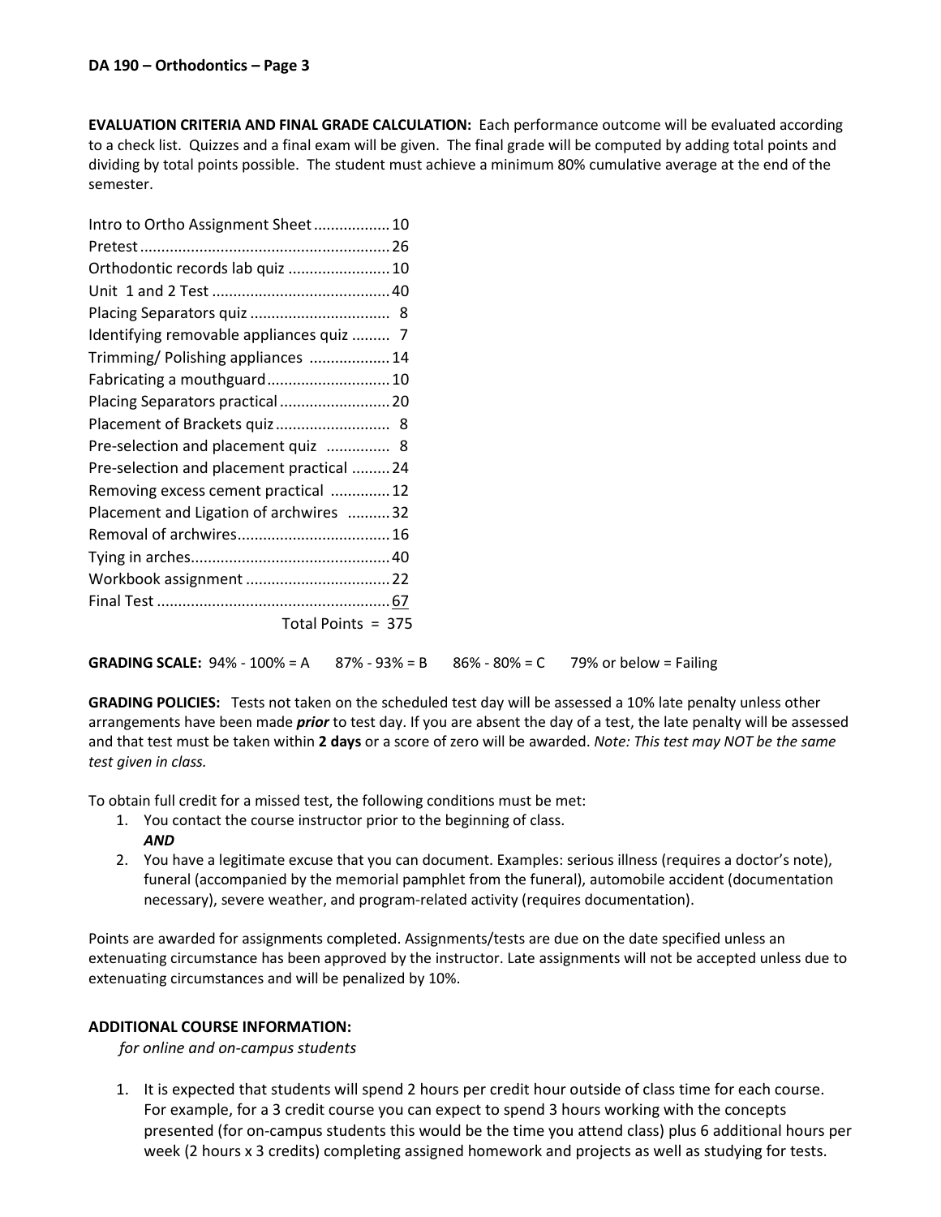**EVALUATION CRITERIA AND FINAL GRADE CALCULATION:** Each performance outcome will be evaluated according to a check list. Quizzes and a final exam will be given. The final grade will be computed by adding total points and dividing by total points possible. The student must achieve a minimum 80% cumulative average at the end of the semester.

| Item | Points |
|---|---|
| Intro to Ortho Assignment Sheet | 10 |
| Pretest | 26 |
| Orthodontic records lab quiz | 10 |
| Unit 1 and 2 Test | 40 |
| Placing Separators quiz | 8 |
| Identifying removable appliances quiz | 7 |
| Trimming/ Polishing appliances | 14 |
| Fabricating a mouthguard | 10 |
| Placing Separators practical | 20 |
| Placement of Brackets quiz | 8 |
| Pre-selection and placement quiz | 8 |
| Pre-selection and placement practical | 24 |
| Removing excess cement practical | 12 |
| Placement and Ligation of archwires | 32 |
| Removal of archwires | 16 |
| Tying in arches | 40 |
| Workbook assignment | 22 |
| Final Test | 67 |
| Total Points | 375 |

**GRADING SCALE:** 94% - 100% = A  87% - 93% = B  86% - 80% = C  79% or below = Failing

**GRADING POLICIES:** Tests not taken on the scheduled test day will be assessed a 10% late penalty unless other arrangements have been made ***prior*** to test day. If you are absent the day of a test, the late penalty will be assessed and that test must be taken within **2 days** or a score of zero will be awarded. *Note: This test may NOT be the same test given in class.*

To obtain full credit for a missed test, the following conditions must be met:

1. You contact the course instructor prior to the beginning of class.
   ***AND***
2. You have a legitimate excuse that you can document. Examples: serious illness (requires a doctor's note), funeral (accompanied by the memorial pamphlet from the funeral), automobile accident (documentation necessary), severe weather, and program-related activity (requires documentation).

Points are awarded for assignments completed. Assignments/tests are due on the date specified unless an extenuating circumstance has been approved by the instructor. Late assignments will not be accepted unless due to extenuating circumstances and will be penalized by 10%.

## ADDITIONAL COURSE INFORMATION:

*for online and on-campus students*

1. It is expected that students will spend 2 hours per credit hour outside of class time for each course. For example, for a 3 credit course you can expect to spend 3 hours working with the concepts presented (for on-campus students this would be the time you attend class) plus 6 additional hours per week (2 hours x 3 credits) completing assigned homework and projects as well as studying for tests.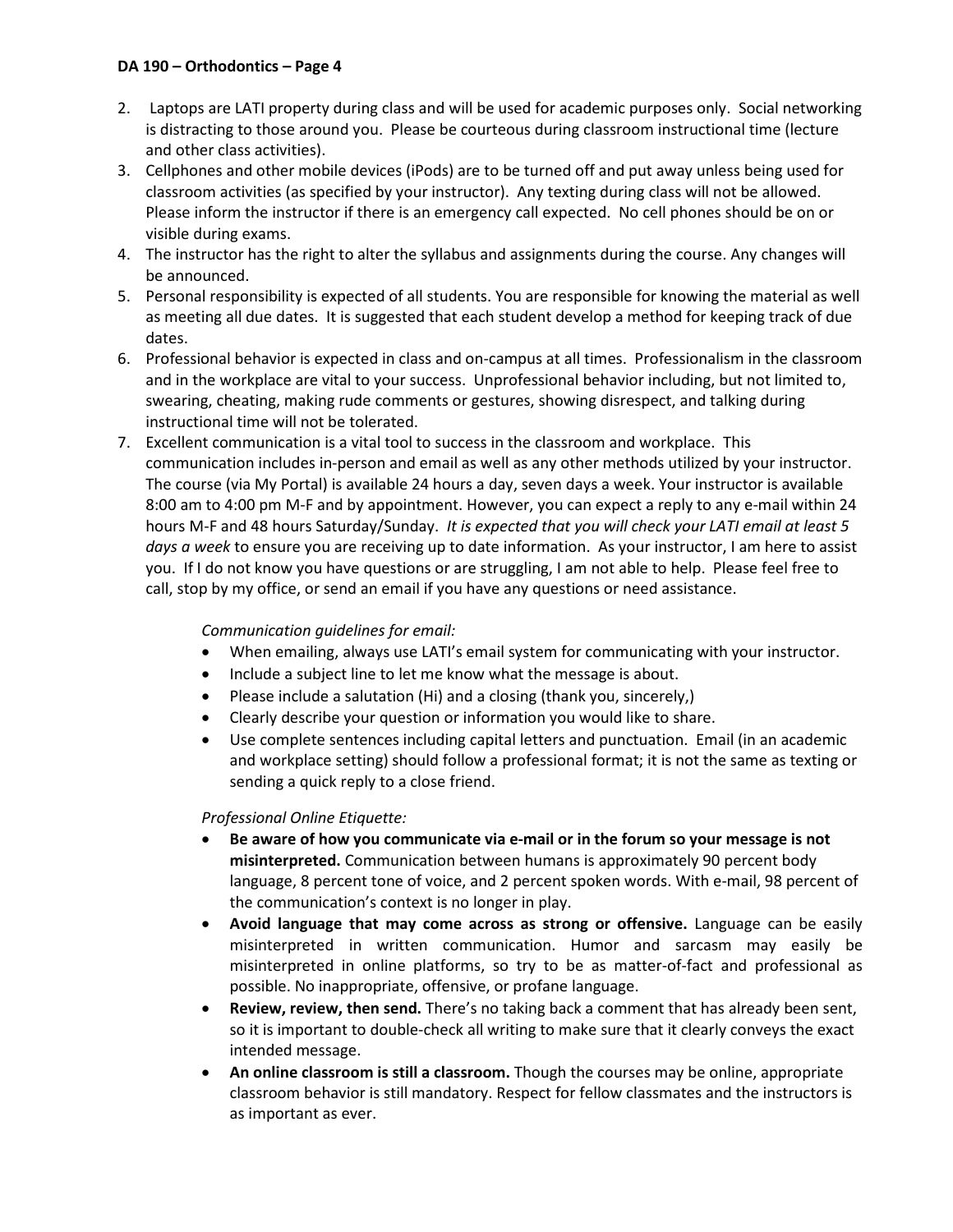2. Laptops are LATI property during class and will be used for academic purposes only. Social networking is distracting to those around you. Please be courteous during classroom instructional time (lecture and other class activities).
3. Cellphones and other mobile devices (iPods) are to be turned off and put away unless being used for classroom activities (as specified by your instructor). Any texting during class will not be allowed. Please inform the instructor if there is an emergency call expected. No cell phones should be on or visible during exams.
4. The instructor has the right to alter the syllabus and assignments during the course. Any changes will be announced.
5. Personal responsibility is expected of all students. You are responsible for knowing the material as well as meeting all due dates. It is suggested that each student develop a method for keeping track of due dates.
6. Professional behavior is expected in class and on-campus at all times. Professionalism in the classroom and in the workplace are vital to your success. Unprofessional behavior including, but not limited to, swearing, cheating, making rude comments or gestures, showing disrespect, and talking during instructional time will not be tolerated.
7. Excellent communication is a vital tool to success in the classroom and workplace. This communication includes in-person and email as well as any other methods utilized by your instructor. The course (via My Portal) is available 24 hours a day, seven days a week. Your instructor is available 8:00 am to 4:00 pm M-F and by appointment. However, you can expect a reply to any e-mail within 24 hours M-F and 48 hours Saturday/Sunday. *It is expected that you will check your LATI email at least 5 days a week* to ensure you are receiving up to date information. As your instructor, I am here to assist you. If I do not know you have questions or are struggling, I am not able to help. Please feel free to call, stop by my office, or send an email if you have any questions or need assistance.

   *Communication guidelines for email:*
   - When emailing, always use LATI's email system for communicating with your instructor.
   - Include a subject line to let me know what the message is about.
   - Please include a salutation (Hi) and a closing (thank you, sincerely,)
   - Clearly describe your question or information you would like to share.
   - Use complete sentences including capital letters and punctuation. Email (in an academic and workplace setting) should follow a professional format; it is not the same as texting or sending a quick reply to a close friend.

   *Professional Online Etiquette:*
   - **Be aware of how you communicate via e-mail or in the forum so your message is not misinterpreted.** Communication between humans is approximately 90 percent body language, 8 percent tone of voice, and 2 percent spoken words. With e-mail, 98 percent of the communication's context is no longer in play.
   - **Avoid language that may come across as strong or offensive.** Language can be easily misinterpreted in written communication. Humor and sarcasm may easily be misinterpreted in online platforms, so try to be as matter-of-fact and professional as possible. No inappropriate, offensive, or profane language.
   - **Review, review, then send.** There's no taking back a comment that has already been sent, so it is important to double-check all writing to make sure that it clearly conveys the exact intended message.
   - **An online classroom is still a classroom.** Though the courses may be online, appropriate classroom behavior is still mandatory. Respect for fellow classmates and the instructors is as important as ever.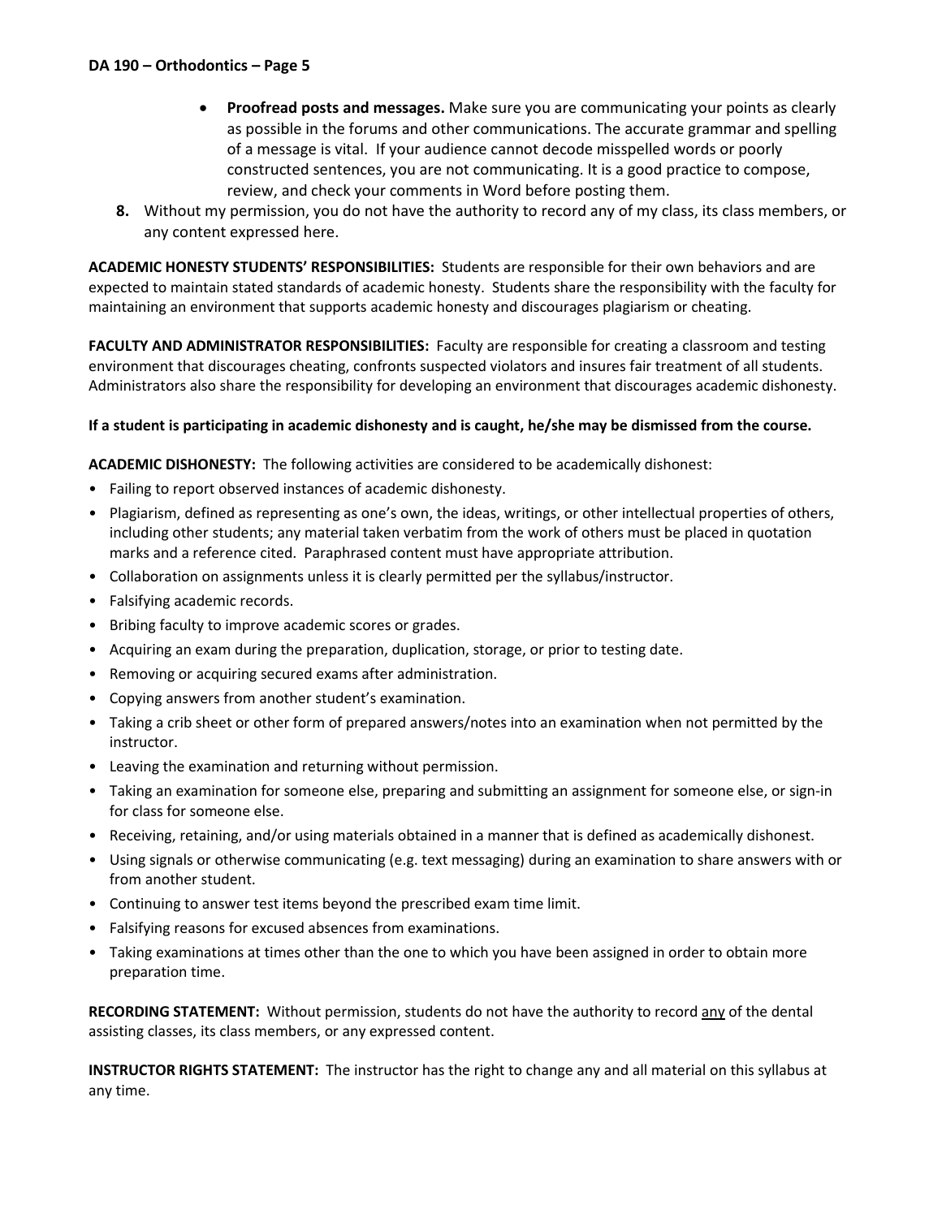- **Proofread posts and messages.** Make sure you are communicating your points as clearly as possible in the forums and other communications. The accurate grammar and spelling of a message is vital. If your audience cannot decode misspelled words or poorly constructed sentences, you are not communicating. It is a good practice to compose, review, and check your comments in Word before posting them.

8. Without my permission, you do not have the authority to record any of my class, its class members, or any content expressed here.

**ACADEMIC HONESTY STUDENTS' RESPONSIBILITIES:** Students are responsible for their own behaviors and are expected to maintain stated standards of academic honesty. Students share the responsibility with the faculty for maintaining an environment that supports academic honesty and discourages plagiarism or cheating.

**FACULTY AND ADMINISTRATOR RESPONSIBILITIES:** Faculty are responsible for creating a classroom and testing environment that discourages cheating, confronts suspected violators and insures fair treatment of all students. Administrators also share the responsibility for developing an environment that discourages academic dishonesty.

**If a student is participating in academic dishonesty and is caught, he/she may be dismissed from the course.**

**ACADEMIC DISHONESTY:** The following activities are considered to be academically dishonest:

- Failing to report observed instances of academic dishonesty.
- Plagiarism, defined as representing as one's own, the ideas, writings, or other intellectual properties of others, including other students; any material taken verbatim from the work of others must be placed in quotation marks and a reference cited. Paraphrased content must have appropriate attribution.
- Collaboration on assignments unless it is clearly permitted per the syllabus/instructor.
- Falsifying academic records.
- Bribing faculty to improve academic scores or grades.
- Acquiring an exam during the preparation, duplication, storage, or prior to testing date.
- Removing or acquiring secured exams after administration.
- Copying answers from another student's examination.
- Taking a crib sheet or other form of prepared answers/notes into an examination when not permitted by the instructor.
- Leaving the examination and returning without permission.
- Taking an examination for someone else, preparing and submitting an assignment for someone else, or sign-in for class for someone else.
- Receiving, retaining, and/or using materials obtained in a manner that is defined as academically dishonest.
- Using signals or otherwise communicating (e.g. text messaging) during an examination to share answers with or from another student.
- Continuing to answer test items beyond the prescribed exam time limit.
- Falsifying reasons for excused absences from examinations.
- Taking examinations at times other than the one to which you have been assigned in order to obtain more preparation time.

**RECORDING STATEMENT:** Without permission, students do not have the authority to record <u>any</u> of the dental assisting classes, its class members, or any expressed content.

**INSTRUCTOR RIGHTS STATEMENT:** The instructor has the right to change any and all material on this syllabus at any time.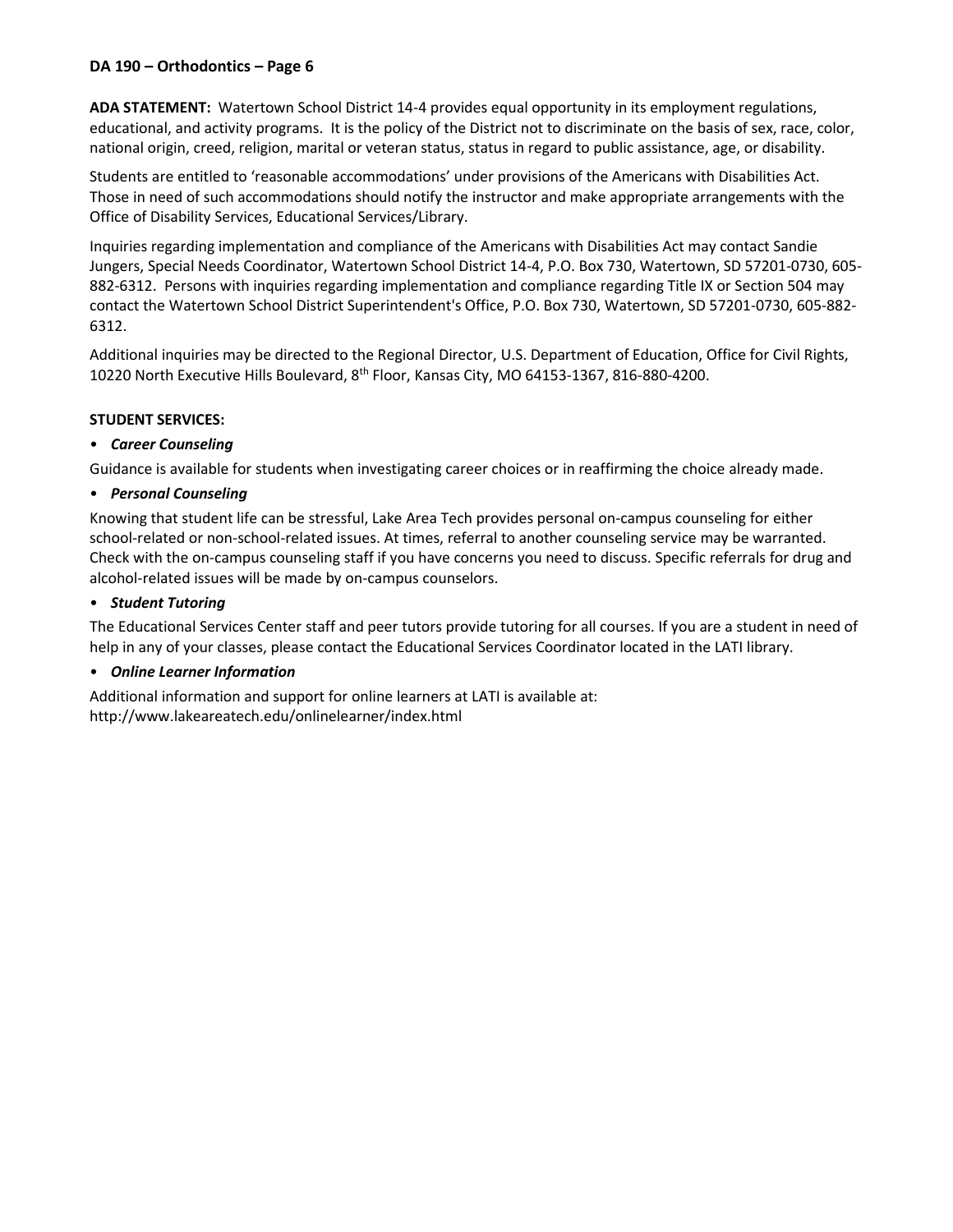**ADA STATEMENT:** Watertown School District 14-4 provides equal opportunity in its employment regulations, educational, and activity programs. It is the policy of the District not to discriminate on the basis of sex, race, color, national origin, creed, religion, marital or veteran status, status in regard to public assistance, age, or disability.

Students are entitled to 'reasonable accommodations' under provisions of the Americans with Disabilities Act. Those in need of such accommodations should notify the instructor and make appropriate arrangements with the Office of Disability Services, Educational Services/Library.

Inquiries regarding implementation and compliance of the Americans with Disabilities Act may contact Sandie Jungers, Special Needs Coordinator, Watertown School District 14-4, P.O. Box 730, Watertown, SD 57201-0730, 605-882-6312. Persons with inquiries regarding implementation and compliance regarding Title IX or Section 504 may contact the Watertown School District Superintendent's Office, P.O. Box 730, Watertown, SD 57201-0730, 605-882-6312.

Additional inquiries may be directed to the Regional Director, U.S. Department of Education, Office for Civil Rights, 10220 North Executive Hills Boulevard, 8th Floor, Kansas City, MO 64153-1367, 816-880-4200.

**STUDENT SERVICES:**

- ***Career Counseling***

Guidance is available for students when investigating career choices or in reaffirming the choice already made.

- ***Personal Counseling***

Knowing that student life can be stressful, Lake Area Tech provides personal on-campus counseling for either school-related or non-school-related issues. At times, referral to another counseling service may be warranted. Check with the on-campus counseling staff if you have concerns you need to discuss. Specific referrals for drug and alcohol-related issues will be made by on-campus counselors.

- ***Student Tutoring***

The Educational Services Center staff and peer tutors provide tutoring for all courses. If you are a student in need of help in any of your classes, please contact the Educational Services Coordinator located in the LATI library.

- ***Online Learner Information***

Additional information and support for online learners at LATI is available at: http://www.lakeareatech.edu/onlinelearner/index.html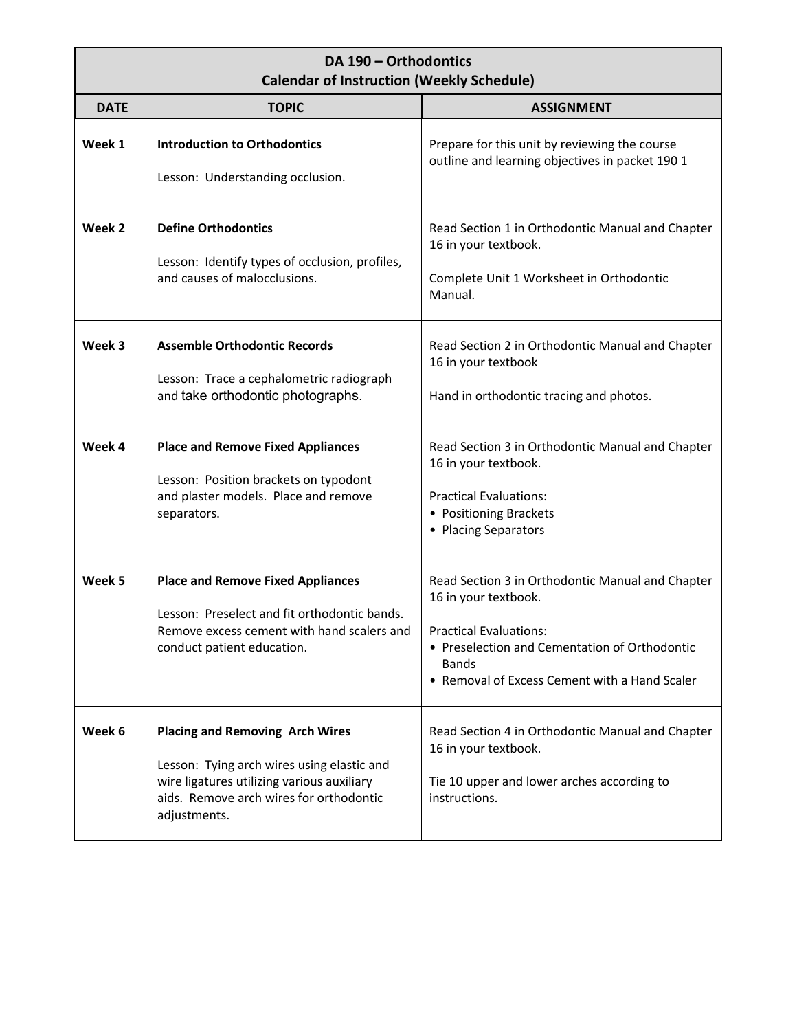## DA 190 – Orthodontics
## Calendar of Instruction (Weekly Schedule)

| DATE | TOPIC | ASSIGNMENT |
|---|---|---|
| **Week 1** | **Introduction to Orthodontics**<br><br>Lesson: Understanding occlusion. | Prepare for this unit by reviewing the course outline and learning objectives in packet 190 1 |
| **Week 2** | **Define Orthodontics**<br><br>Lesson: Identify types of occlusion, profiles, and causes of malocclusions. | Read Section 1 in Orthodontic Manual and Chapter 16 in your textbook.<br><br>Complete Unit 1 Worksheet in Orthodontic Manual. |
| **Week 3** | **Assemble Orthodontic Records**<br><br>Lesson: Trace a cephalometric radiograph and take orthodontic photographs. | Read Section 2 in Orthodontic Manual and Chapter 16 in your textbook<br><br>Hand in orthodontic tracing and photos. |
| **Week 4** | **Place and Remove Fixed Appliances**<br><br>Lesson: Position brackets on typodont and plaster models. Place and remove separators. | Read Section 3 in Orthodontic Manual and Chapter 16 in your textbook.<br><br>Practical Evaluations:<br>• Positioning Brackets<br>• Placing Separators |
| **Week 5** | **Place and Remove Fixed Appliances**<br><br>Lesson: Preselect and fit orthodontic bands. Remove excess cement with hand scalers and conduct patient education. | Read Section 3 in Orthodontic Manual and Chapter 16 in your textbook.<br><br>Practical Evaluations:<br>• Preselection and Cementation of Orthodontic Bands<br>• Removal of Excess Cement with a Hand Scaler |
| **Week 6** | **Placing and Removing Arch Wires**<br><br>Lesson: Tying arch wires using elastic and wire ligatures utilizing various auxiliary aids. Remove arch wires for orthodontic adjustments. | Read Section 4 in Orthodontic Manual and Chapter 16 in your textbook.<br><br>Tie 10 upper and lower arches according to instructions. |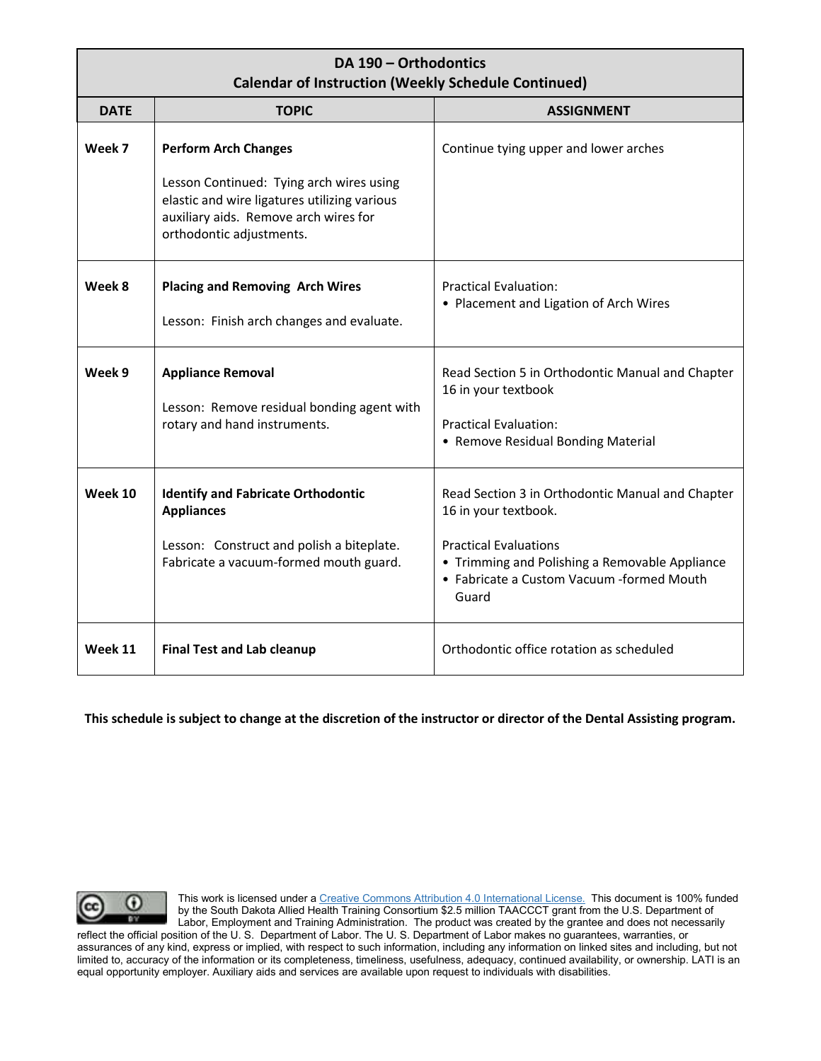| DA 190 – Orthodontics<br>Calendar of Instruction (Weekly Schedule Continued) | | |
|---|---|---|
| **DATE** | **TOPIC** | **ASSIGNMENT** |
| **Week 7** | **Perform Arch Changes**<br><br>Lesson Continued: Tying arch wires using elastic and wire ligatures utilizing various auxiliary aids. Remove arch wires for orthodontic adjustments. | Continue tying upper and lower arches |
| **Week 8** | **Placing and Removing Arch Wires**<br><br>Lesson: Finish arch changes and evaluate. | Practical Evaluation:<br>• Placement and Ligation of Arch Wires |
| **Week 9** | **Appliance Removal**<br><br>Lesson: Remove residual bonding agent with rotary and hand instruments. | Read Section 5 in Orthodontic Manual and Chapter 16 in your textbook<br><br>Practical Evaluation:<br>• Remove Residual Bonding Material |
| **Week 10** | **Identify and Fabricate Orthodontic Appliances**<br><br>Lesson: Construct and polish a biteplate. Fabricate a vacuum-formed mouth guard. | Read Section 3 in Orthodontic Manual and Chapter 16 in your textbook.<br><br>Practical Evaluations<br>• Trimming and Polishing a Removable Appliance<br>• Fabricate a Custom Vacuum -formed Mouth Guard |
| **Week 11** | **Final Test and Lab cleanup** | Orthodontic office rotation as scheduled |

**This schedule is subject to change at the discretion of the instructor or director of the Dental Assisting program.**

This work is licensed under a Creative Commons Attribution 4.0 International License. This document is 100% funded by the South Dakota Allied Health Training Consortium $2.5 million TAACCCT grant from the U.S. Department of Labor, Employment and Training Administration. The product was created by the grantee and does not necessarily reflect the official position of the U. S. Department of Labor. The U. S. Department of Labor makes no guarantees, warranties, or assurances of any kind, express or implied, with respect to such information, including any information on linked sites and including, but not limited to, accuracy of the information or its completeness, timeliness, usefulness, adequacy, continued availability, or ownership. LATI is an equal opportunity employer. Auxiliary aids and services are available upon request to individuals with disabilities.